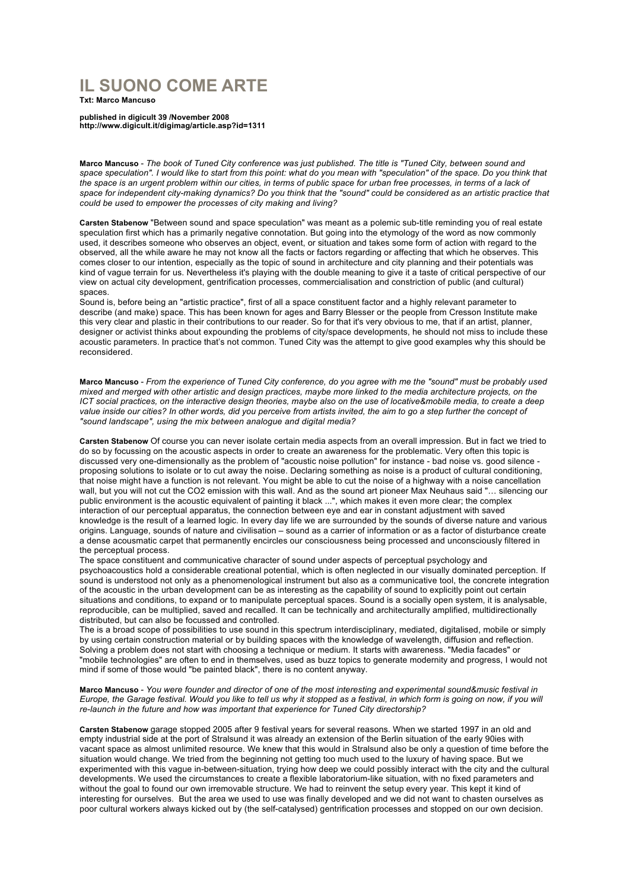# IL SUONO COME ARTE

**Txt: Marco Mancuso**

**published in digicult 39 /November 2008**
**http://www.digicult.it/digimag/article.asp?id=1311**

**Marco Mancuso** - *The book of Tuned City conference was just published. The title is "Tuned City, between sound and space speculation". I would like to start from this point: what do you mean with "speculation" of the space. Do you think that the space is an urgent problem within our cities, in terms of public space for urban free processes, in terms of a lack of space for independent city-making dynamics? Do you think that the "sound" could be considered as an artistic practice that could be used to empower the processes of city making and living?*

**Carsten Stabenow** "Between sound and space speculation" was meant as a polemic sub-title reminding you of real estate speculation first which has a primarily negative connotation. But going into the etymology of the word as now commonly used, it describes someone who observes an object, event, or situation and takes some form of action with regard to the observed, all the while aware he may not know all the facts or factors regarding or affecting that which he observes. This comes closer to our intention, especially as the topic of sound in architecture and city planning and their potentials was kind of vague terrain for us. Nevertheless it's playing with the double meaning to give it a taste of critical perspective of our view on actual city development, gentrification processes, commercialisation and constriction of public (and cultural) spaces.
Sound is, before being an "artistic practice", first of all a space constituent factor and a highly relevant parameter to describe (and make) space. This has been known for ages and Barry Blesser or the people from Cresson Institute make this very clear and plastic in their contributions to our reader. So for that it's very obvious to me, that if an artist, planner, designer or activist thinks about expounding the problems of city/space developments, he should not miss to include these acoustic parameters. In practice that's not common. Tuned City was the attempt to give good examples why this should be reconsidered.

**Marco Mancuso** - *From the experience of Tuned City conference, do you agree with me the "sound" must be probably used mixed and merged with other artistic and design practices, maybe more linked to the media architecture projects, on the ICT social practices, on the interactive design theories, maybe also on the use of locative&mobile media, to create a deep value inside our cities? In other words, did you perceive from artists invited, the aim to go a step further the concept of "sound landscape", using the mix between analogue and digital media?*

**Carsten Stabenow** Of course you can never isolate certain media aspects from an overall impression. But in fact we tried to do so by focussing on the acoustic aspects in order to create an awareness for the problematic. Very often this topic is discussed very one-dimensionally as the problem of "acoustic noise pollution" for instance - bad noise vs. good silence - proposing solutions to isolate or to cut away the noise. Declaring something as noise is a product of cultural conditioning, that noise might have a function is not relevant. You might be able to cut the noise of a highway with a noise cancellation wall, but you will not cut the CO2 emission with this wall. And as the sound art pioneer Max Neuhaus said "… silencing our public environment is the acoustic equivalent of painting it black ...", which makes it even more clear; the complex interaction of our perceptual apparatus, the connection between eye and ear in constant adjustment with saved knowledge is the result of a learned logic. In every day life we are surrounded by the sounds of diverse nature and various origins. Language, sounds of nature and civilisation – sound as a carrier of information or as a factor of disturbance create a dense acousmatic carpet that permanently encircles our consciousness being processed and unconsciously filtered in the perceptual process.
The space constituent and communicative character of sound under aspects of perceptual psychology and psychoacoustics hold a considerable creational potential, which is often neglected in our visually dominated perception. If sound is understood not only as a phenomenological instrument but also as a communicative tool, the concrete integration of the acoustic in the urban development can be as interesting as the capability of sound to explicitly point out certain situations and conditions, to expand or to manipulate perceptual spaces. Sound is a socially open system, it is analysable, reproducible, can be multiplied, saved and recalled. It can be technically and architecturally amplified, multidirectionally distributed, but can also be focussed and controlled.
The is a broad scope of possibilities to use sound in this spectrum interdisciplinary, mediated, digitalised, mobile or simply by using certain construction material or by building spaces with the knowledge of wavelength, diffusion and reflection. Solving a problem does not start with choosing a technique or medium. It starts with awareness. "Media facades" or "mobile technologies" are often to end in themselves, used as buzz topics to generate modernity and progress, I would not mind if some of those would "be painted black", there is no content anyway.

**Marco Mancuso** - *You were founder and director of one of the most interesting and experimental sound&music festival in Europe, the Garage festival. Would you like to tell us why it stopped as a festival, in which form is going on now, if you will re-launch in the future and how was important that experience for Tuned City directorship?*

**Carsten Stabenow** garage stopped 2005 after 9 festival years for several reasons. When we started 1997 in an old and empty industrial side at the port of Stralsund it was already an extension of the Berlin situation of the early 90ies with vacant space as almost unlimited resource. We knew that this would in Stralsund also be only a question of time before the situation would change. We tried from the beginning not getting too much used to the luxury of having space. But we experimented with this vague in-between-situation, trying how deep we could possibly interact with the city and the cultural developments. We used the circumstances to create a flexible laboratorium-like situation, with no fixed parameters and without the goal to found our own irremovable structure. We had to reinvent the setup every year. This kept it kind of interesting for ourselves. But the area we used to use was finally developed and we did not want to chasten ourselves as poor cultural workers always kicked out by (the self-catalysed) gentrification processes and stopped on our own decision.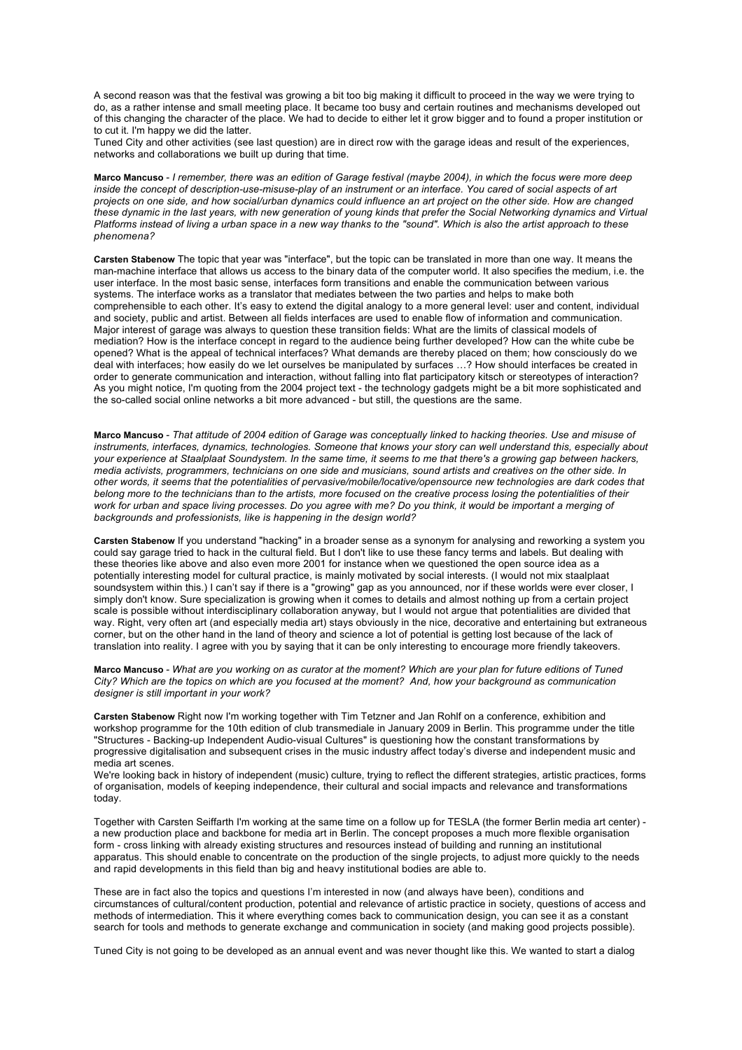A second reason was that the festival was growing a bit too big making it difficult to proceed in the way we were trying to do, as a rather intense and small meeting place. It became too busy and certain routines and mechanisms developed out of this changing the character of the place. We had to decide to either let it grow bigger and to found a proper institution or to cut it. I'm happy we did the latter.
Tuned City and other activities (see last question) are in direct row with the garage ideas and result of the experiences, networks and collaborations we built up during that time.

**Marco Mancuso** - *I remember, there was an edition of Garage festival (maybe 2004), in which the focus were more deep inside the concept of description-use-misuse-play of an instrument or an interface. You cared of social aspects of art projects on one side, and how social/urban dynamics could influence an art project on the other side. How are changed these dynamic in the last years, with new generation of young kinds that prefer the Social Networking dynamics and Virtual Platforms instead of living a urban space in a new way thanks to the "sound". Which is also the artist approach to these phenomena?*

**Carsten Stabenow** The topic that year was "interface", but the topic can be translated in more than one way. It means the man-machine interface that allows us access to the binary data of the computer world. It also specifies the medium, i.e. the user interface. In the most basic sense, interfaces form transitions and enable the communication between various systems. The interface works as a translator that mediates between the two parties and helps to make both comprehensible to each other. It's easy to extend the digital analogy to a more general level: user and content, individual and society, public and artist. Between all fields interfaces are used to enable flow of information and communication. Major interest of garage was always to question these transition fields: What are the limits of classical models of mediation? How is the interface concept in regard to the audience being further developed? How can the white cube be opened? What is the appeal of technical interfaces? What demands are thereby placed on them; how consciously do we deal with interfaces; how easily do we let ourselves be manipulated by surfaces …? How should interfaces be created in order to generate communication and interaction, without falling into flat participatory kitsch or stereotypes of interaction? As you might notice, I'm quoting from the 2004 project text - the technology gadgets might be a bit more sophisticated and the so-called social online networks a bit more advanced - but still, the questions are the same.

**Marco Mancuso** - *That attitude of 2004 edition of Garage was conceptually linked to hacking theories. Use and misuse of instruments, interfaces, dynamics, technologies. Someone that knows your story can well understand this, especially about your experience at Staalplaat Soundystem. In the same time, it seems to me that there's a growing gap between hackers, media activists, programmers, technicians on one side and musicians, sound artists and creatives on the other side. In other words, it seems that the potentialities of pervasive/mobile/locative/opensource new technologies are dark codes that belong more to the technicians than to the artists, more focused on the creative process losing the potentialities of their work for urban and space living processes. Do you agree with me? Do you think, it would be important a merging of backgrounds and professionists, like is happening in the design world?*

**Carsten Stabenow** If you understand "hacking" in a broader sense as a synonym for analysing and reworking a system you could say garage tried to hack in the cultural field. But I don't like to use these fancy terms and labels. But dealing with these theories like above and also even more 2001 for instance when we questioned the open source idea as a potentially interesting model for cultural practice, is mainly motivated by social interests. (I would not mix staalplaat soundsystem within this.) I can't say if there is a "growing" gap as you announced, nor if these worlds were ever closer, I simply don't know. Sure specialization is growing when it comes to details and almost nothing up from a certain project scale is possible without interdisciplinary collaboration anyway, but I would not argue that potentialities are divided that way. Right, very often art (and especially media art) stays obviously in the nice, decorative and entertaining but extraneous corner, but on the other hand in the land of theory and science a lot of potential is getting lost because of the lack of translation into reality. I agree with you by saying that it can be only interesting to encourage more friendly takeovers.

**Marco Mancuso** - *What are you working on as curator at the moment? Which are your plan for future editions of Tuned City? Which are the topics on which are you focused at the moment? And, how your background as communication designer is still important in your work?*

**Carsten Stabenow** Right now I'm working together with Tim Tetzner and Jan Rohlf on a conference, exhibition and workshop programme for the 10th edition of club transmediale in January 2009 in Berlin. This programme under the title "Structures - Backing-up Independent Audio-visual Cultures" is questioning how the constant transformations by progressive digitalisation and subsequent crises in the music industry affect today's diverse and independent music and media art scenes.
We're looking back in history of independent (music) culture, trying to reflect the different strategies, artistic practices, forms of organisation, models of keeping independence, their cultural and social impacts and relevance and transformations today.

Together with Carsten Seiffarth I'm working at the same time on a follow up for TESLA (the former Berlin media art center) - a new production place and backbone for media art in Berlin. The concept proposes a much more flexible organisation form - cross linking with already existing structures and resources instead of building and running an institutional apparatus. This should enable to concentrate on the production of the single projects, to adjust more quickly to the needs and rapid developments in this field than big and heavy institutional bodies are able to.

These are in fact also the topics and questions I'm interested in now (and always have been), conditions and circumstances of cultural/content production, potential and relevance of artistic practice in society, questions of access and methods of intermediation. This it where everything comes back to communication design, you can see it as a constant search for tools and methods to generate exchange and communication in society (and making good projects possible).

Tuned City is not going to be developed as an annual event and was never thought like this. We wanted to start a dialog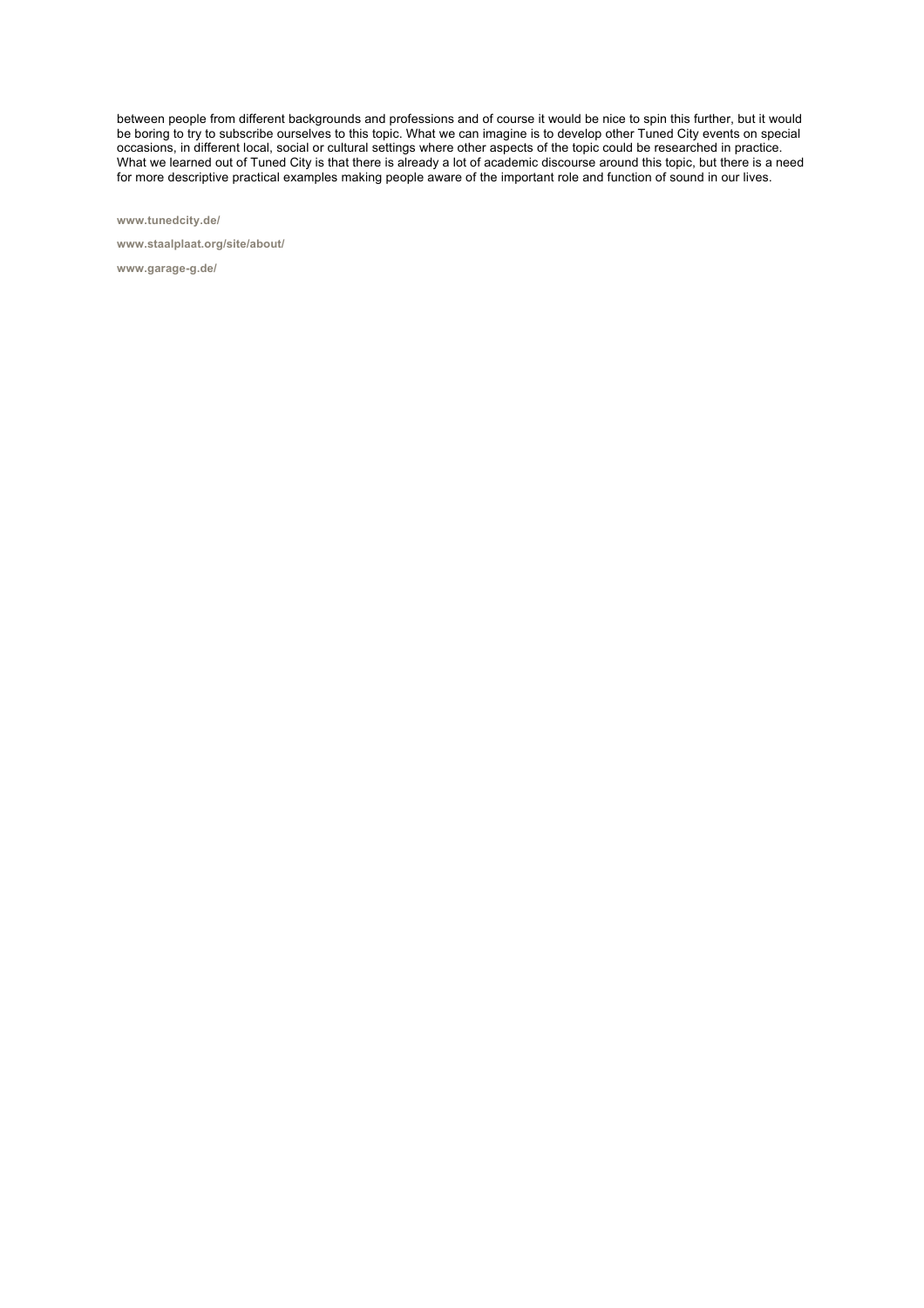between people from different backgrounds and professions and of course it would be nice to spin this further, but it would be boring to try to subscribe ourselves to this topic. What we can imagine is to develop other Tuned City events on special occasions, in different local, social or cultural settings where other aspects of the topic could be researched in practice. What we learned out of Tuned City is that there is already a lot of academic discourse around this topic, but there is a need for more descriptive practical examples making people aware of the important role and function of sound in our lives.

**www.tunedcity.de/**

**www.staalplaat.org/site/about/**

**www.garage-g.de/**